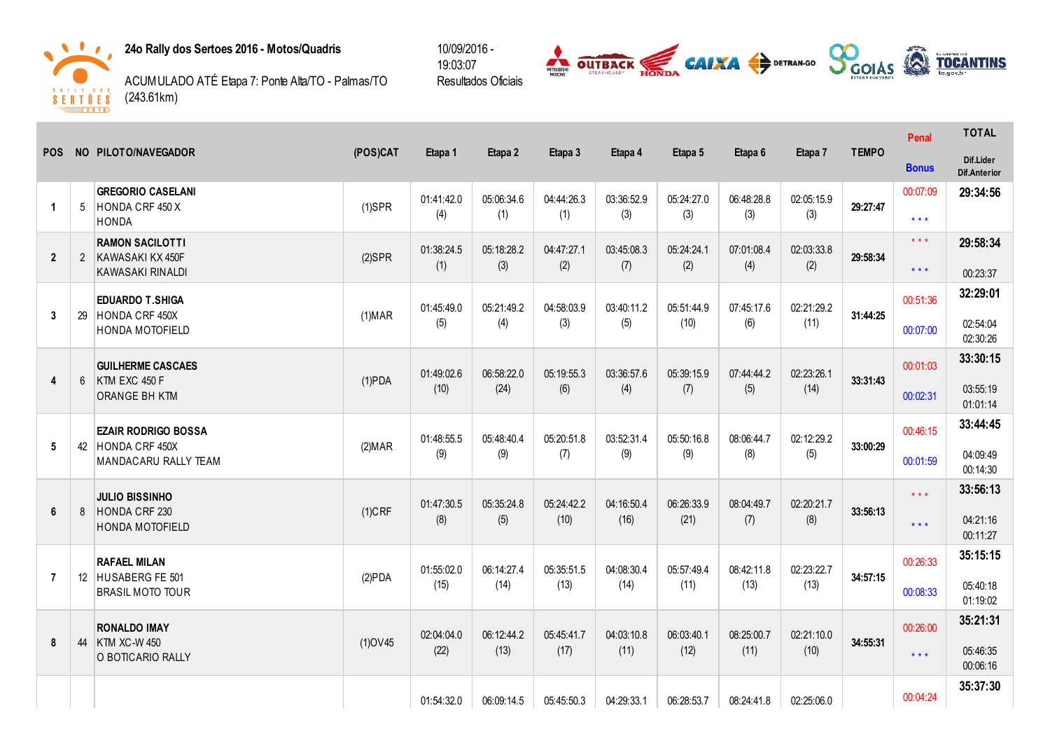**24o Rally dos Sertoes 2016 - Motos/Quadris**

ACUMULADO ATÉ Etapa 7: Ponte Alta/TO - Palmas/TO (243.61km)

10/09/2016 - 19:03:07
Resultados Oficiais

| POS | NO | PILOTO/NAVEGADOR | (POS)CAT | Etapa 1 | Etapa 2 | Etapa 3 | Etapa 4 | Etapa 5 | Etapa 6 | Etapa 7 | TEMPO | Penal / Bonus | TOTAL / Dif.Lider / Dif.Anterior |
|---|---|---|---|---|---|---|---|---|---|---|---|---|---|
| 1 | 5 | GREGORIO CASELANI<br>HONDA CRF 450 X<br>HONDA | (1)SPR | 01:41:42.0<br>(4) | 05:06:34.6<br>(1) | 04:44:26.3<br>(1) | 03:36:52.9<br>(3) | 05:24:27.0<br>(3) | 06:48:28.8<br>(3) | 02:05:15.9<br>(3) | 29:27:47 | 00:07:09<br>* * * | 29:34:56 |
| 2 | 2 | RAMON SACILOTTI<br>KAWASAKI KX 450F<br>KAWASAKI RINALDI | (2)SPR | 01:38:24.5<br>(1) | 05:18:28.2<br>(3) | 04:47:27.1<br>(2) | 03:45:08.3<br>(7) | 05:24:24.1<br>(2) | 07:01:08.4<br>(4) | 02:03:33.8<br>(2) | 29:58:34 | * * *<br>* * * | 29:58:34<br>00:23:37 |
| 3 | 29 | EDUARDO T.SHIGA<br>HONDA CRF 450X<br>HONDA MOTOFIELD | (1)MAR | 01:45:49.0<br>(5) | 05:21:49.2<br>(4) | 04:58:03.9<br>(3) | 03:40:11.2<br>(5) | 05:51:44.9<br>(10) | 07:45:17.6<br>(6) | 02:21:29.2<br>(11) | 31:44:25 | 00:51:36<br>00:07:00 | 32:29:01<br>02:54:04<br>02:30:26 |
| 4 | 6 | GUILHERME CASCAES<br>KTM EXC 450 F<br>ORANGE BH KTM | (1)PDA | 01:49:02.6<br>(10) | 06:58:22.0<br>(24) | 05:19:55.3<br>(6) | 03:36:57.6<br>(4) | 05:39:15.9<br>(7) | 07:44:44.2<br>(5) | 02:23:26.1<br>(14) | 33:31:43 | 00:01:03<br>00:02:31 | 33:30:15<br>03:55:19<br>01:01:14 |
| 5 | 42 | EZAIR RODRIGO BOSSA<br>HONDA CRF 450X<br>MANDACARU RALLY TEAM | (2)MAR | 01:48:55.5<br>(9) | 05:48:40.4<br>(9) | 05:20:51.8<br>(7) | 03:52:31.4<br>(9) | 05:50:16.8<br>(9) | 08:06:44.7<br>(8) | 02:12:29.2<br>(5) | 33:00:29 | 00:46:15<br>00:01:59 | 33:44:45<br>04:09:49<br>00:14:30 |
| 6 | 8 | JULIO BISSINHO<br>HONDA CRF 230<br>HONDA MOTOFIELD | (1)CRF | 01:47:30.5<br>(8) | 05:35:24.8<br>(5) | 05:24:42.2<br>(10) | 04:16:50.4<br>(16) | 06:26:33.9<br>(21) | 08:04:49.7<br>(7) | 02:20:21.7<br>(8) | 33:56:13 | * * *<br>* * * | 33:56:13<br>04:21:16<br>00:11:27 |
| 7 | 12 | RAFAEL MILAN<br>HUSABERG FE 501<br>BRASIL MOTO TOUR | (2)PDA | 01:55:02.0<br>(15) | 06:14:27.4<br>(14) | 05:35:51.5<br>(13) | 04:08:30.4<br>(14) | 05:57:49.4<br>(11) | 08:42:11.8<br>(13) | 02:23:22.7<br>(13) | 34:57:15 | 00:26:33<br>00:08:33 | 35:15:15<br>05:40:18<br>01:19:02 |
| 8 | 44 | RONALDO IMAY<br>KTM XC-W 450<br>O BOTICARIO RALLY | (1)OV45 | 02:04:04.0<br>(22) | 06:12:44.2<br>(13) | 05:45:41.7<br>(17) | 04:03:10.8<br>(11) | 06:03:40.1<br>(12) | 08:25:00.7<br>(11) | 02:21:10.0<br>(10) | 34:55:31 | 00:26:00<br>* * * | 35:21:31<br>05:46:35<br>00:06:16 |
| | | | | 01:54:32.0 | 06:09:14.5 | 05:45:50.3 | 04:29:33.1 | 06:28:53.7 | 08:24:41.8 | 02:25:06.0 | | 00:04:24 | 35:37:30 |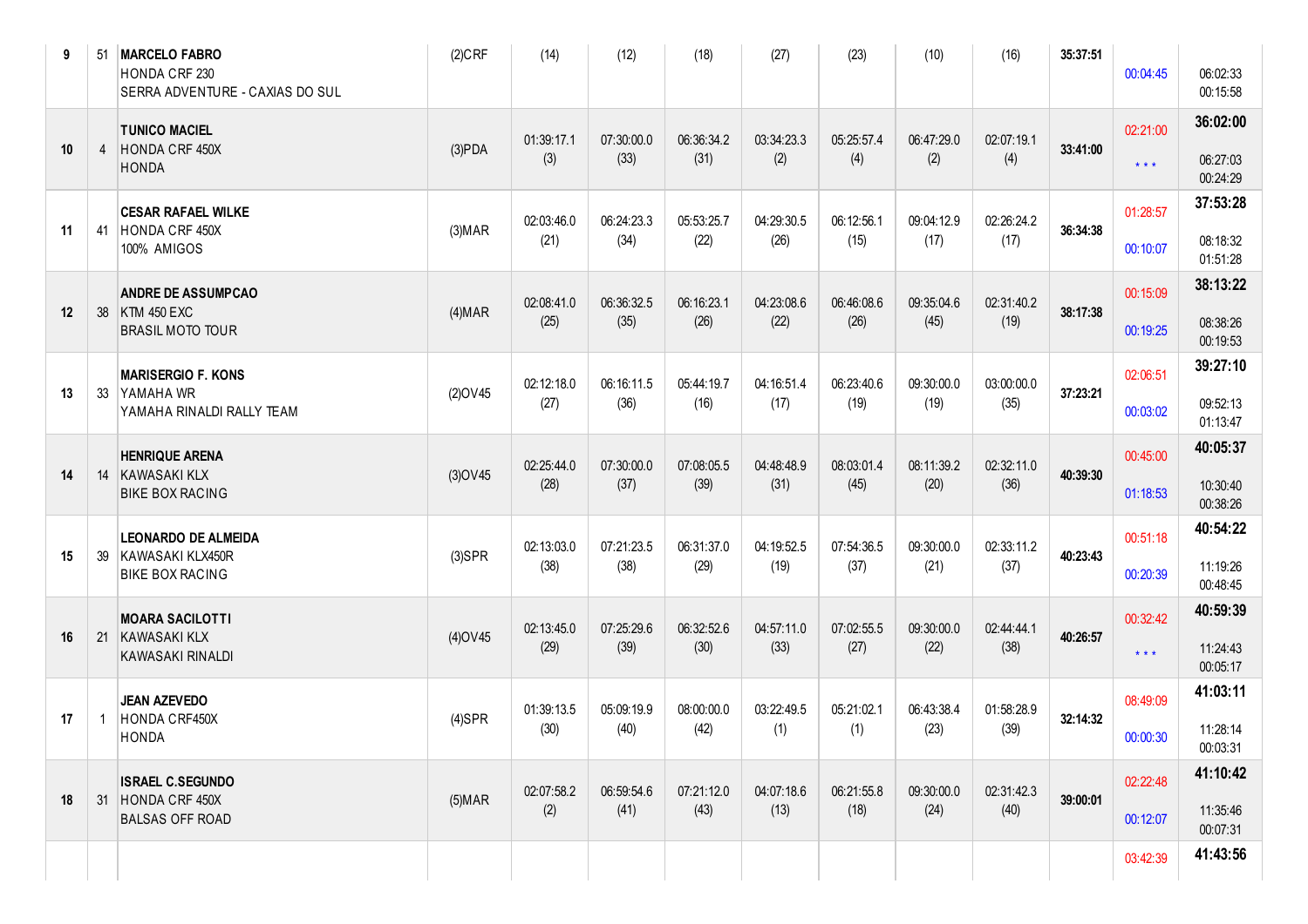| | | | | | | | | | | | | | |
|---|---|---|---|---|---|---|---|---|---|---|---|---|---|
| 9 | 51 | **MARCELO FABRO**<br>HONDA CRF 230<br>SERRA ADVENTURE - CAXIAS DO SUL | (2)CRF | (14) | (12) | (18) | (27) | (23) | (10) | (16) | **35:37:51** | 00:04:45 | 06:02:33<br>00:15:58 |
| 10 | 4 | **TUNICO MACIEL**<br>HONDA CRF 450X<br>HONDA | (3)PDA | 01:39:17.1<br>(3) | 07:30:00.0<br>(33) | 06:36:34.2<br>(31) | 03:34:23.3<br>(2) | 05:25:57.4<br>(4) | 06:47:29.0<br>(2) | 02:07:19.1<br>(4) | **33:41:00** | 02:21:00<br>* * * | **36:02:00**<br>06:27:03<br>00:24:29 |
| 11 | 41 | **CESAR RAFAEL WILKE**<br>HONDA CRF 450X<br>100% AMIGOS | (3)MAR | 02:03:46.0<br>(21) | 06:24:23.3<br>(34) | 05:53:25.7<br>(22) | 04:29:30.5<br>(26) | 06:12:56.1<br>(15) | 09:04:12.9<br>(17) | 02:26:24.2<br>(17) | **36:34:38** | 01:28:57<br>00:10:07 | **37:53:28**<br>08:18:32<br>01:51:28 |
| 12 | 38 | **ANDRE DE ASSUMPCAO**<br>KTM 450 EXC<br>BRASIL MOTO TOUR | (4)MAR | 02:08:41.0<br>(25) | 06:36:32.5<br>(35) | 06:16:23.1<br>(26) | 04:23:08.6<br>(22) | 06:46:08.6<br>(26) | 09:35:04.6<br>(45) | 02:31:40.2<br>(19) | **38:17:38** | 00:15:09<br>00:19:25 | **38:13:22**<br>08:38:26<br>00:19:53 |
| 13 | 33 | **MARISERGIO F. KONS**<br>YAMAHA WR<br>YAMAHA RINALDI RALLY TEAM | (2)OV45 | 02:12:18.0<br>(27) | 06:16:11.5<br>(36) | 05:44:19.7<br>(16) | 04:16:51.4<br>(17) | 06:23:40.6<br>(19) | 09:30:00.0<br>(19) | 03:00:00.0<br>(35) | **37:23:21** | 02:06:51<br>00:03:02 | **39:27:10**<br>09:52:13<br>01:13:47 |
| 14 | 14 | **HENRIQUE ARENA**<br>KAWASAKI KLX<br>BIKE BOX RACING | (3)OV45 | 02:25:44.0<br>(28) | 07:30:00.0<br>(37) | 07:08:05.5<br>(39) | 04:48:48.9<br>(31) | 08:03:01.4<br>(45) | 08:11:39.2<br>(20) | 02:32:11.0<br>(36) | **40:39:30** | 00:45:00<br>01:18:53 | **40:05:37**<br>10:30:40<br>00:38:26 |
| 15 | 39 | **LEONARDO DE ALMEIDA**<br>KAWASAKI KLX450R<br>BIKE BOX RACING | (3)SPR | 02:13:03.0<br>(38) | 07:21:23.5<br>(38) | 06:31:37.0<br>(29) | 04:19:52.5<br>(19) | 07:54:36.5<br>(37) | 09:30:00.0<br>(21) | 02:33:11.2<br>(37) | **40:23:43** | 00:51:18<br>00:20:39 | **40:54:22**<br>11:19:26<br>00:48:45 |
| 16 | 21 | **MOARA SACILOTTI**<br>KAWASAKI KLX<br>KAWASAKI RINALDI | (4)OV45 | 02:13:45.0<br>(29) | 07:25:29.6<br>(39) | 06:32:52.6<br>(30) | 04:57:11.0<br>(33) | 07:02:55.5<br>(27) | 09:30:00.0<br>(22) | 02:44:44.1<br>(38) | **40:26:57** | 00:32:42<br>* * * | **40:59:39**<br>11:24:43<br>00:05:17 |
| 17 | 1 | **JEAN AZEVEDO**<br>HONDA CRF450X<br>HONDA | (4)SPR | 01:39:13.5<br>(30) | 05:09:19.9<br>(40) | 08:00:00.0<br>(42) | 03:22:49.5<br>(1) | 05:21:02.1<br>(1) | 06:43:38.4<br>(23) | 01:58:28.9<br>(39) | **32:14:32** | 08:49:09<br>00:00:30 | **41:03:11**<br>11:28:14<br>00:03:31 |
| 18 | 31 | **ISRAEL C.SEGUNDO**<br>HONDA CRF 450X<br>BALSAS OFF ROAD | (5)MAR | 02:07:58.2<br>(2) | 06:59:54.6<br>(41) | 07:21:12.0<br>(43) | 04:07:18.6<br>(13) | 06:21:55.8<br>(18) | 09:30:00.0<br>(24) | 02:31:42.3<br>(40) | **39:00:01** | 02:22:48<br>00:12:07 | **41:10:42**<br>11:35:46<br>00:07:31 |
| | | | | | | | | | | | | 03:42:39 | **41:43:56** |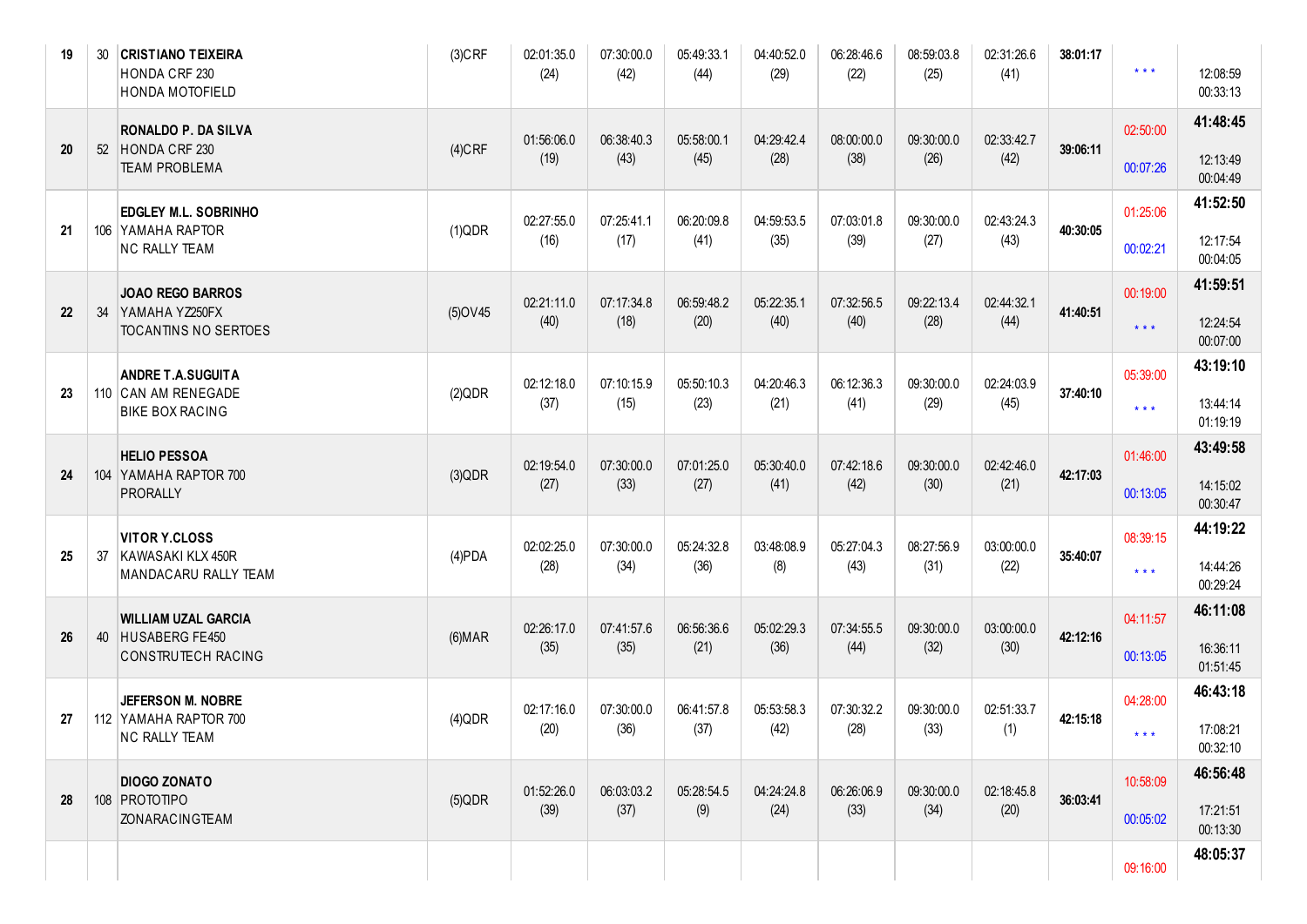| | | | | | | | | | | | | | |
|---|---|---|---|---|---|---|---|---|---|---|---|---|---|
| 19 | 30 | **CRISTIANO TEIXEIRA**<br>HONDA CRF 230<br>HONDA MOTOFIELD | (3)CRF | 02:01:35.0<br>(24) | 07:30:00.0<br>(42) | 05:49:33.1<br>(44) | 04:40:52.0<br>(29) | 06:28:46.6<br>(22) | 08:59:03.8<br>(25) | 02:31:26.6<br>(41) | **38:01:17** | * * * | 12:08:59<br>00:33:13 |
| 20 | 52 | **RONALDO P. DA SILVA**<br>HONDA CRF 230<br>TEAM PROBLEMA | (4)CRF | 01:56:06.0<br>(19) | 06:38:40.3<br>(43) | 05:58:00.1<br>(45) | 04:29:42.4<br>(28) | 08:00:00.0<br>(38) | 09:30:00.0<br>(26) | 02:33:42.7<br>(42) | **39:06:11** | 02:50:00<br>00:07:26 | **41:48:45**<br>12:13:49<br>00:04:49 |
| 21 | 106 | **EDGLEY M.L. SOBRINHO**<br>YAMAHA RAPTOR<br>NC RALLY TEAM | (1)QDR | 02:27:55.0<br>(16) | 07:25:41.1<br>(17) | 06:20:09.8<br>(41) | 04:59:53.5<br>(35) | 07:03:01.8<br>(39) | 09:30:00.0<br>(27) | 02:43:24.3<br>(43) | **40:30:05** | 01:25:06<br>00:02:21 | **41:52:50**<br>12:17:54<br>00:04:05 |
| 22 | 34 | **JOAO REGO BARROS**<br>YAMAHA YZ250FX<br>TOCANTINS NO SERTOES | (5)OV45 | 02:21:11.0<br>(40) | 07:17:34.8<br>(18) | 06:59:48.2<br>(20) | 05:22:35.1<br>(40) | 07:32:56.5<br>(40) | 09:22:13.4<br>(28) | 02:44:32.1<br>(44) | **41:40:51** | 00:19:00<br>* * * | **41:59:51**<br>12:24:54<br>00:07:00 |
| 23 | 110 | **ANDRE T.A.SUGUITA**<br>CAN AM RENEGADE<br>BIKE BOX RACING | (2)QDR | 02:12:18.0<br>(37) | 07:10:15.9<br>(15) | 05:50:10.3<br>(23) | 04:20:46.3<br>(21) | 06:12:36.3<br>(41) | 09:30:00.0<br>(29) | 02:24:03.9<br>(45) | **37:40:10** | 05:39:00<br>* * * | **43:19:10**<br>13:44:14<br>01:19:19 |
| 24 | 104 | **HELIO PESSOA**<br>YAMAHA RAPTOR 700<br>PRORALLY | (3)QDR | 02:19:54.0<br>(27) | 07:30:00.0<br>(33) | 07:01:25.0<br>(27) | 05:30:40.0<br>(41) | 07:42:18.6<br>(42) | 09:30:00.0<br>(30) | 02:42:46.0<br>(21) | **42:17:03** | 01:46:00<br>00:13:05 | **43:49:58**<br>14:15:02<br>00:30:47 |
| 25 | 37 | **VITOR Y.CLOSS**<br>KAWASAKI KLX 450R<br>MANDACARU RALLY TEAM | (4)PDA | 02:02:25.0<br>(28) | 07:30:00.0<br>(34) | 05:24:32.8<br>(36) | 03:48:08.9<br>(8) | 05:27:04.3<br>(43) | 08:27:56.9<br>(31) | 03:00:00.0<br>(22) | **35:40:07** | 08:39:15<br>* * * | **44:19:22**<br>14:44:26<br>00:29:24 |
| 26 | 40 | **WILLIAM UZAL GARCIA**<br>HUSABERG FE450<br>CONSTRUTECH RACING | (6)MAR | 02:26:17.0<br>(35) | 07:41:57.6<br>(35) | 06:56:36.6<br>(21) | 05:02:29.3<br>(36) | 07:34:55.5<br>(44) | 09:30:00.0<br>(32) | 03:00:00.0<br>(30) | **42:12:16** | 04:11:57<br>00:13:05 | **46:11:08**<br>16:36:11<br>01:51:45 |
| 27 | 112 | **JEFERSON M. NOBRE**<br>YAMAHA RAPTOR 700<br>NC RALLY TEAM | (4)QDR | 02:17:16.0<br>(20) | 07:30:00.0<br>(36) | 06:41:57.8<br>(37) | 05:53:58.3<br>(42) | 07:30:32.2<br>(28) | 09:30:00.0<br>(33) | 02:51:33.7<br>(1) | **42:15:18** | 04:28:00<br>* * * | **46:43:18**<br>17:08:21<br>00:32:10 |
| 28 | 108 | **DIOGO ZONATO**<br>PROTOTIPO<br>ZONARACINGTEAM | (5)QDR | 01:52:26.0<br>(39) | 06:03:03.2<br>(37) | 05:28:54.5<br>(9) | 04:24:24.8<br>(24) | 06:26:06.9<br>(33) | 09:30:00.0<br>(34) | 02:18:45.8<br>(20) | **36:03:41** | 10:58:09<br>00:05:02 | **46:56:48**<br>17:21:51<br>00:13:30 |
| | | | | | | | | | | | | 09:16:00 | **48:05:37** |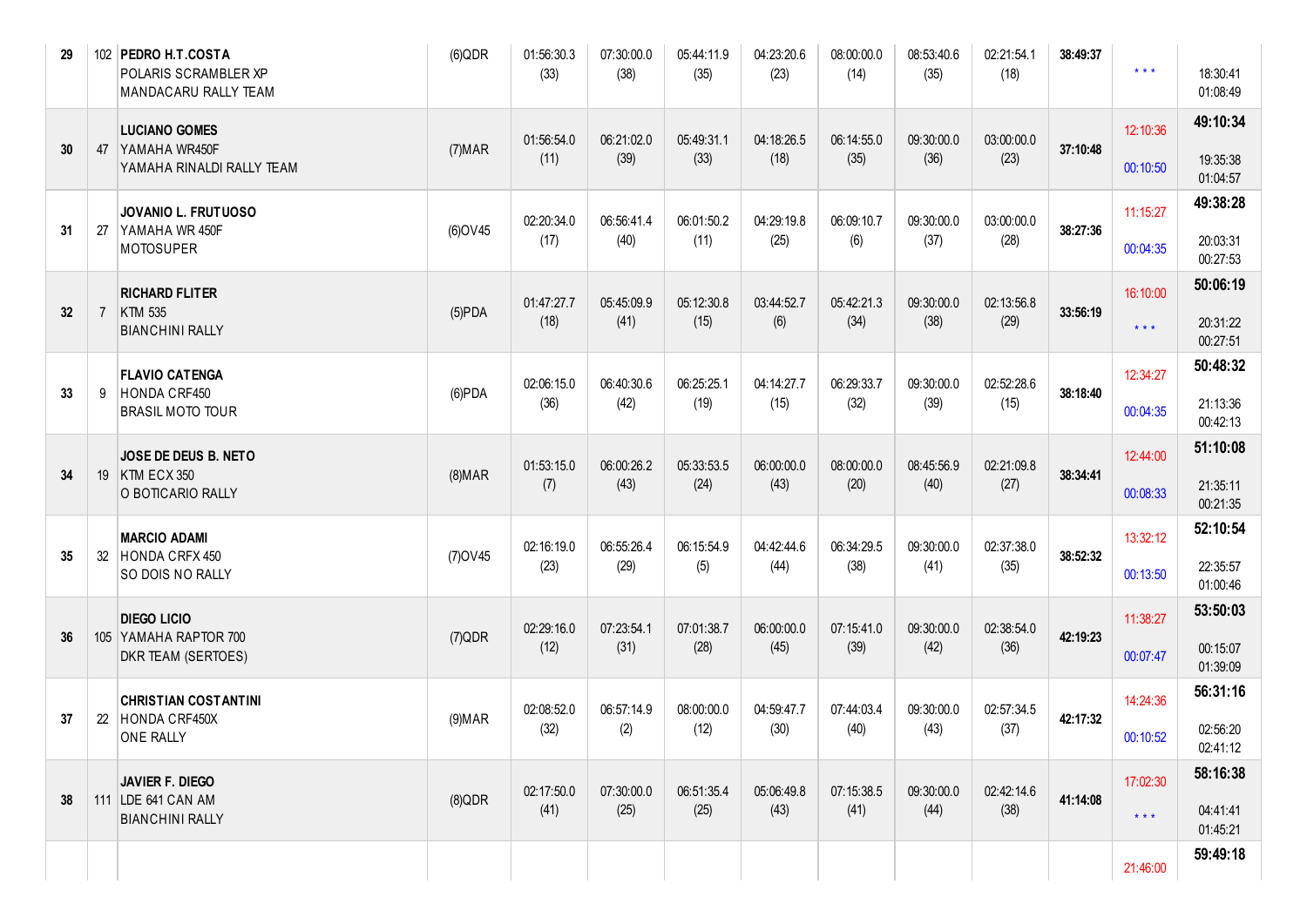| | | | | | | | | | | | | | |
|---|---|---|---|---|---|---|---|---|---|---|---|---|---|
| 29 | 102 | **PEDRO H.T.COSTA**<br>POLARIS SCRAMBLER XP<br>MANDACARU RALLY TEAM | (6)QDR | 01:56:30.3<br>(33) | 07:30:00.0<br>(38) | 05:44:11.9<br>(35) | 04:23:20.6<br>(23) | 08:00:00.0<br>(14) | 08:53:40.6<br>(35) | 02:21:54.1<br>(18) | **38:49:37** | * * * | 18:30:41<br>01:08:49 |
| 30 | 47 | **LUCIANO GOMES**<br>YAMAHA WR450F<br>YAMAHA RINALDI RALLY TEAM | (7)MAR | 01:56:54.0<br>(11) | 06:21:02.0<br>(39) | 05:49:31.1<br>(33) | 04:18:26.5<br>(18) | 06:14:55.0<br>(35) | 09:30:00.0<br>(36) | 03:00:00.0<br>(23) | **37:10:48** | 12:10:36<br>00:10:50 | **49:10:34**<br>19:35:38<br>01:04:57 |
| 31 | 27 | **JOVANIO L. FRUTUOSO**<br>YAMAHA WR 450F<br>MOTOSUPER | (6)OV45 | 02:20:34.0<br>(17) | 06:56:41.4<br>(40) | 06:01:50.2<br>(11) | 04:29:19.8<br>(25) | 06:09:10.7<br>(6) | 09:30:00.0<br>(37) | 03:00:00.0<br>(28) | **38:27:36** | 11:15:27<br>00:04:35 | **49:38:28**<br>20:03:31<br>00:27:53 |
| 32 | 7 | **RICHARD FLITER**<br>KTM 535<br>BIANCHINI RALLY | (5)PDA | 01:47:27.7<br>(18) | 05:45:09.9<br>(41) | 05:12:30.8<br>(15) | 03:44:52.7<br>(6) | 05:42:21.3<br>(34) | 09:30:00.0<br>(38) | 02:13:56.8<br>(29) | **33:56:19** | 16:10:00<br>* * * | **50:06:19**<br>20:31:22<br>00:27:51 |
| 33 | 9 | **FLAVIO CATENGA**<br>HONDA CRF450<br>BRASIL MOTO TOUR | (6)PDA | 02:06:15.0<br>(36) | 06:40:30.6<br>(42) | 06:25:25.1<br>(19) | 04:14:27.7<br>(15) | 06:29:33.7<br>(32) | 09:30:00.0<br>(39) | 02:52:28.6<br>(15) | **38:18:40** | 12:34:27<br>00:04:35 | **50:48:32**<br>21:13:36<br>00:42:13 |
| 34 | 19 | **JOSE DE DEUS B. NETO**<br>KTM ECX 350<br>O BOTICARIO RALLY | (8)MAR | 01:53:15.0<br>(7) | 06:00:26.2<br>(43) | 05:33:53.5<br>(24) | 06:00:00.0<br>(43) | 08:00:00.0<br>(20) | 08:45:56.9<br>(40) | 02:21:09.8<br>(27) | **38:34:41** | 12:44:00<br>00:08:33 | **51:10:08**<br>21:35:11<br>00:21:35 |
| 35 | 32 | **MARCIO ADAMI**<br>HONDA CRFX 450<br>SO DOIS NO RALLY | (7)OV45 | 02:16:19.0<br>(23) | 06:55:26.4<br>(29) | 06:15:54.9<br>(5) | 04:42:44.6<br>(44) | 06:34:29.5<br>(38) | 09:30:00.0<br>(41) | 02:37:38.0<br>(35) | **38:52:32** | 13:32:12<br>00:13:50 | **52:10:54**<br>22:35:57<br>01:00:46 |
| 36 | 105 | **DIEGO LICIO**<br>YAMAHA RAPTOR 700<br>DKR TEAM (SERTOES) | (7)QDR | 02:29:16.0<br>(12) | 07:23:54.1<br>(31) | 07:01:38.7<br>(28) | 06:00:00.0<br>(45) | 07:15:41.0<br>(39) | 09:30:00.0<br>(42) | 02:38:54.0<br>(36) | **42:19:23** | 11:38:27<br>00:07:47 | **53:50:03**<br>00:15:07<br>01:39:09 |
| 37 | 22 | **CHRISTIAN COSTANTINI**<br>HONDA CRF450X<br>ONE RALLY | (9)MAR | 02:08:52.0<br>(32) | 06:57:14.9<br>(2) | 08:00:00.0<br>(12) | 04:59:47.7<br>(30) | 07:44:03.4<br>(40) | 09:30:00.0<br>(43) | 02:57:34.5<br>(37) | **42:17:32** | 14:24:36<br>00:10:52 | **56:31:16**<br>02:56:20<br>02:41:12 |
| 38 | 111 | **JAVIER F. DIEGO**<br>LDE 641 CAN AM<br>BIANCHINI RALLY | (8)QDR | 02:17:50.0<br>(41) | 07:30:00.0<br>(25) | 06:51:35.4<br>(25) | 05:06:49.8<br>(43) | 07:15:38.5<br>(41) | 09:30:00.0<br>(44) | 02:42:14.6<br>(38) | **41:14:08** | 17:02:30<br>* * * | **58:16:38**<br>04:41:41<br>01:45:21 |
| | | | | | | | | | | | | 21:46:00 | **59:49:18** |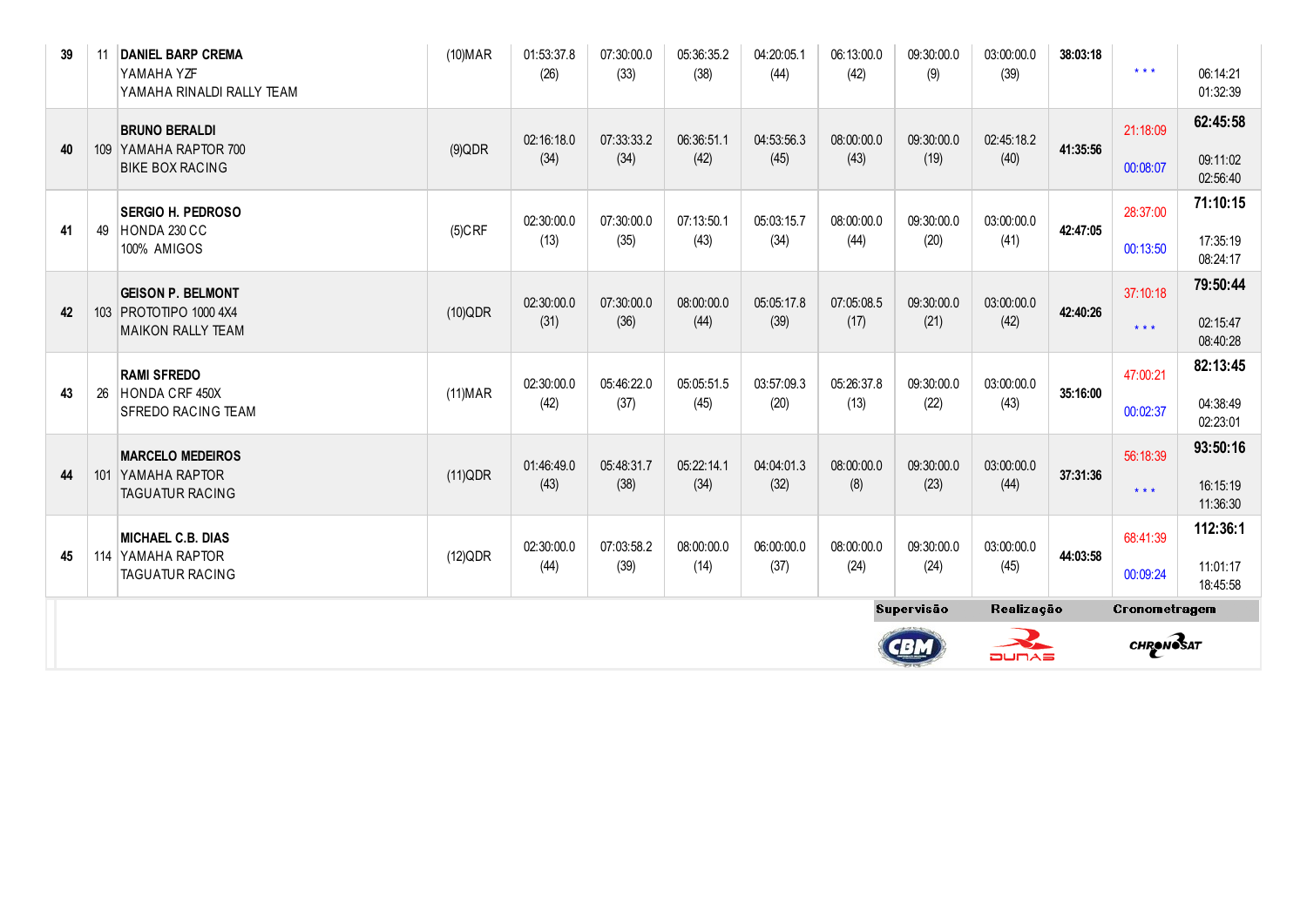| | | | | | | | | | | | | | |
|---|---|---|---|---|---|---|---|---|---|---|---|---|---|
| 39 | 11 | **DANIEL BARP CREMA**<br>YAMAHA YZF<br>YAMAHA RINALDI RALLY TEAM | (10)MAR | 01:53:37.8<br>(26) | 07:30:00.0<br>(33) | 05:36:35.2<br>(38) | 04:20:05.1<br>(44) | 06:13:00.0<br>(42) | 09:30:00.0<br>(9) | 03:00:00.0<br>(39) | **38:03:18** | * * * | 06:14:21<br>01:32:39 |
| 40 | 109 | **BRUNO BERALDI**<br>YAMAHA RAPTOR 700<br>BIKE BOX RACING | (9)QDR | 02:16:18.0<br>(34) | 07:33:33.2<br>(34) | 06:36:51.1<br>(42) | 04:53:56.3<br>(45) | 08:00:00.0<br>(43) | 09:30:00.0<br>(19) | 02:45:18.2<br>(40) | **41:35:56** | 21:18:09<br>00:08:07 | **62:45:58**<br>09:11:02<br>02:56:40 |
| 41 | 49 | **SERGIO H. PEDROSO**<br>HONDA 230 CC<br>100% AMIGOS | (5)CRF | 02:30:00.0<br>(13) | 07:30:00.0<br>(35) | 07:13:50.1<br>(43) | 05:03:15.7<br>(34) | 08:00:00.0<br>(44) | 09:30:00.0<br>(20) | 03:00:00.0<br>(41) | **42:47:05** | 28:37:00<br>00:13:50 | **71:10:15**<br>17:35:19<br>08:24:17 |
| 42 | 103 | **GEISON P. BELMONT**<br>PROTOTIPO 1000 4X4<br>MAIKON RALLY TEAM | (10)QDR | 02:30:00.0<br>(31) | 07:30:00.0<br>(36) | 08:00:00.0<br>(44) | 05:05:17.8<br>(39) | 07:05:08.5<br>(17) | 09:30:00.0<br>(21) | 03:00:00.0<br>(42) | **42:40:26** | 37:10:18<br>* * * | **79:50:44**<br>02:15:47<br>08:40:28 |
| 43 | 26 | **RAMI SFREDO**<br>HONDA CRF 450X<br>SFREDO RACING TEAM | (11)MAR | 02:30:00.0<br>(42) | 05:46:22.0<br>(37) | 05:05:51.5<br>(45) | 03:57:09.3<br>(20) | 05:26:37.8<br>(13) | 09:30:00.0<br>(22) | 03:00:00.0<br>(43) | **35:16:00** | 47:00:21<br>00:02:37 | **82:13:45**<br>04:38:49<br>02:23:01 |
| 44 | 101 | **MARCELO MEDEIROS**<br>YAMAHA RAPTOR<br>TAGUATUR RACING | (11)QDR | 01:46:49.0<br>(43) | 05:48:31.7<br>(38) | 05:22:14.1<br>(34) | 04:04:01.3<br>(32) | 08:00:00.0<br>(8) | 09:30:00.0<br>(23) | 03:00:00.0<br>(44) | **37:31:36** | 56:18:39<br>* * * | **93:50:16**<br>16:15:19<br>11:36:30 |
| 45 | 114 | **MICHAEL C.B. DIAS**<br>YAMAHA RAPTOR<br>TAGUATUR RACING | (12)QDR | 02:30:00.0<br>(44) | 07:03:58.2<br>(39) | 08:00:00.0<br>(14) | 06:00:00.0<br>(37) | 08:00:00.0<br>(24) | 09:30:00.0<br>(24) | 03:00:00.0<br>(45) | **44:03:58** | 68:41:39<br>00:09:24 | **112:36:1**<br>11:01:17<br>18:45:58 |

**Supervisão** CBM **Realização** DUNAS **Cronometragem** CHRONOSAT